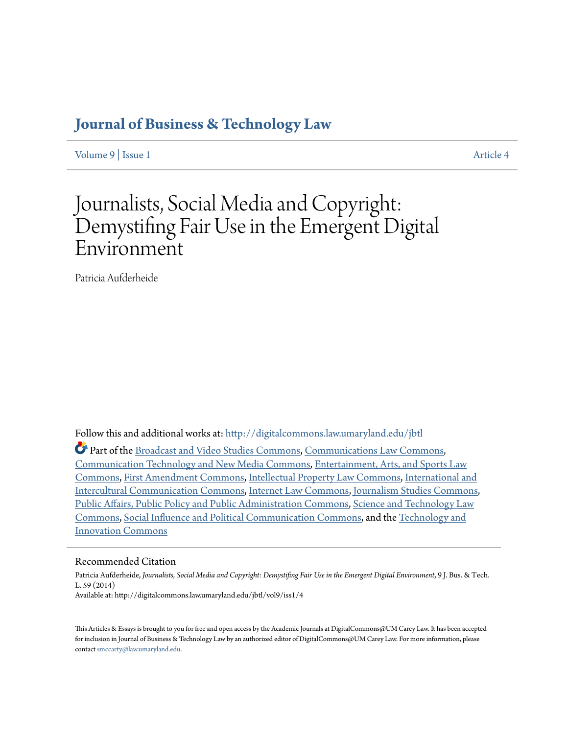# Journal of Business & Technology Law

Volume 9 | Issue 1 Article 4

# Journalists, Social Media and Copyright: Demystifing Fair Use in the Emergent Digital Environment

Patricia Aufderheide

Follow this and additional works at: http://digitalcommons.law.umaryland.edu/jbtl

Part of the Broadcast and Video Studies Commons, Communications Law Commons, Communication Technology and New Media Commons, Entertainment, Arts, and Sports Law Commons, First Amendment Commons, Intellectual Property Law Commons, International and Intercultural Communication Commons, Internet Law Commons, Journalism Studies Commons, Public Affairs, Public Policy and Public Administration Commons, Science and Technology Law Commons, Social Influence and Political Communication Commons, and the Technology and Innovation Commons

## Recommended Citation

Patricia Aufderheide, *Journalists, Social Media and Copyright: Demystifing Fair Use in the Emergent Digital Environment*, 9 J. Bus. & Tech. L. 59 (2014)
Available at: http://digitalcommons.law.umaryland.edu/jbtl/vol9/iss1/4

This Articles & Essays is brought to you for free and open access by the Academic Journals at DigitalCommons@UM Carey Law. It has been accepted for inclusion in Journal of Business & Technology Law by an authorized editor of DigitalCommons@UM Carey Law. For more information, please contact smccarty@law.umaryland.edu.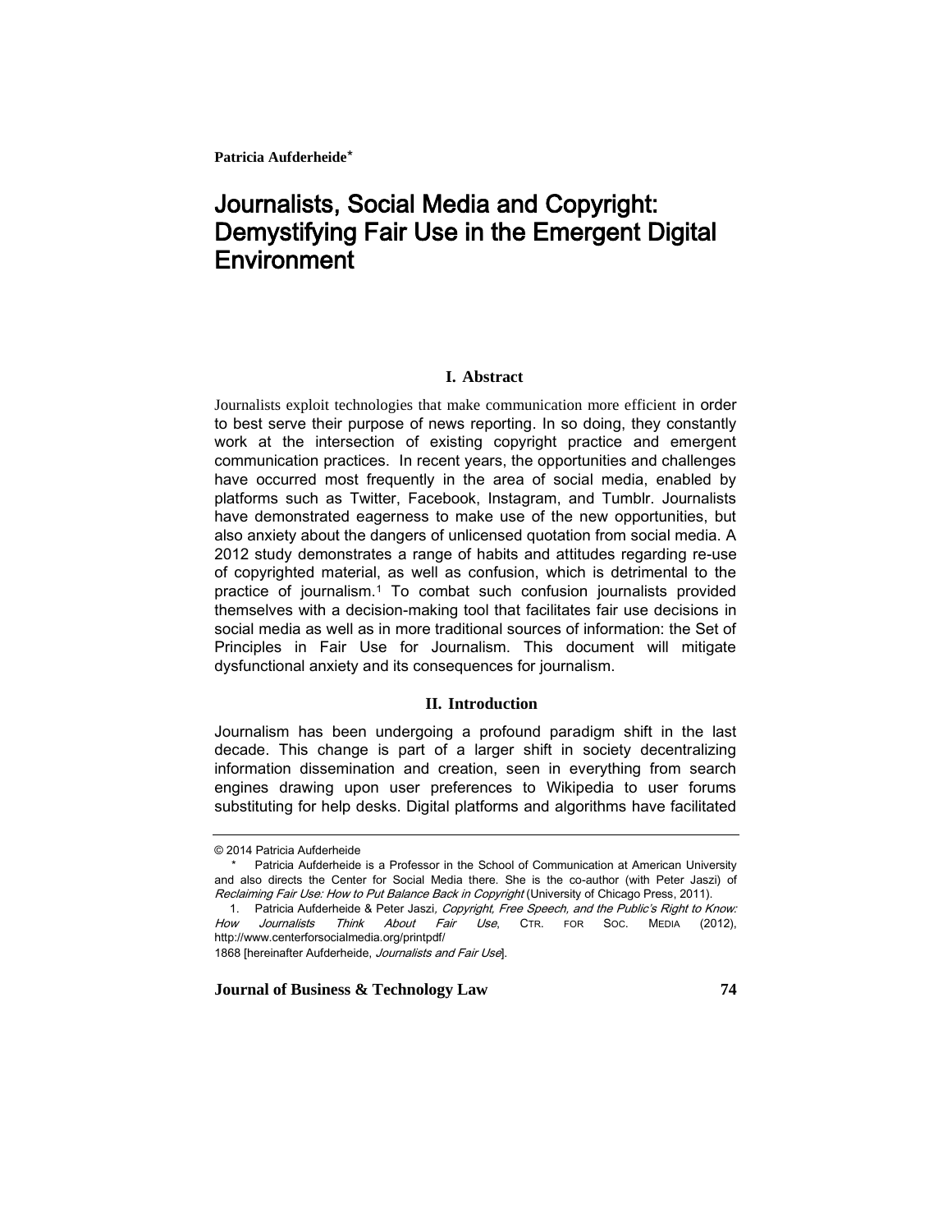**Patricia Aufderheide***

# Journalists, Social Media and Copyright: Demystifying Fair Use in the Emergent Digital Environment

## I. Abstract

Journalists exploit technologies that make communication more efficient in order to best serve their purpose of news reporting. In so doing, they constantly work at the intersection of existing copyright practice and emergent communication practices. In recent years, the opportunities and challenges have occurred most frequently in the area of social media, enabled by platforms such as Twitter, Facebook, Instagram, and Tumblr. Journalists have demonstrated eagerness to make use of the new opportunities, but also anxiety about the dangers of unlicensed quotation from social media. A 2012 study demonstrates a range of habits and attitudes regarding re-use of copyrighted material, as well as confusion, which is detrimental to the practice of journalism.[1] To combat such confusion journalists provided themselves with a decision-making tool that facilitates fair use decisions in social media as well as in more traditional sources of information: the Set of Principles in Fair Use for Journalism. This document will mitigate dysfunctional anxiety and its consequences for journalism.

## II. Introduction

Journalism has been undergoing a profound paradigm shift in the last decade. This change is part of a larger shift in society decentralizing information dissemination and creation, seen in everything from search engines drawing upon user preferences to Wikipedia to user forums substituting for help desks. Digital platforms and algorithms have facilitated

---

© 2014 Patricia Aufderheide

\* Patricia Aufderheide is a Professor in the School of Communication at American University and also directs the Center for Social Media there. She is the co-author (with Peter Jaszi) of *Reclaiming Fair Use: How to Put Balance Back in Copyright* (University of Chicago Press, 2011).

1. Patricia Aufderheide & Peter Jaszi, *Copyright, Free Speech, and the Public's Right to Know: How Journalists Think About Fair Use*, CTR. FOR SOC. MEDIA (2012), http://www.centerforsocialmedia.org/printpdf/1868 [hereinafter Aufderheide, *Journalists and Fair Use*].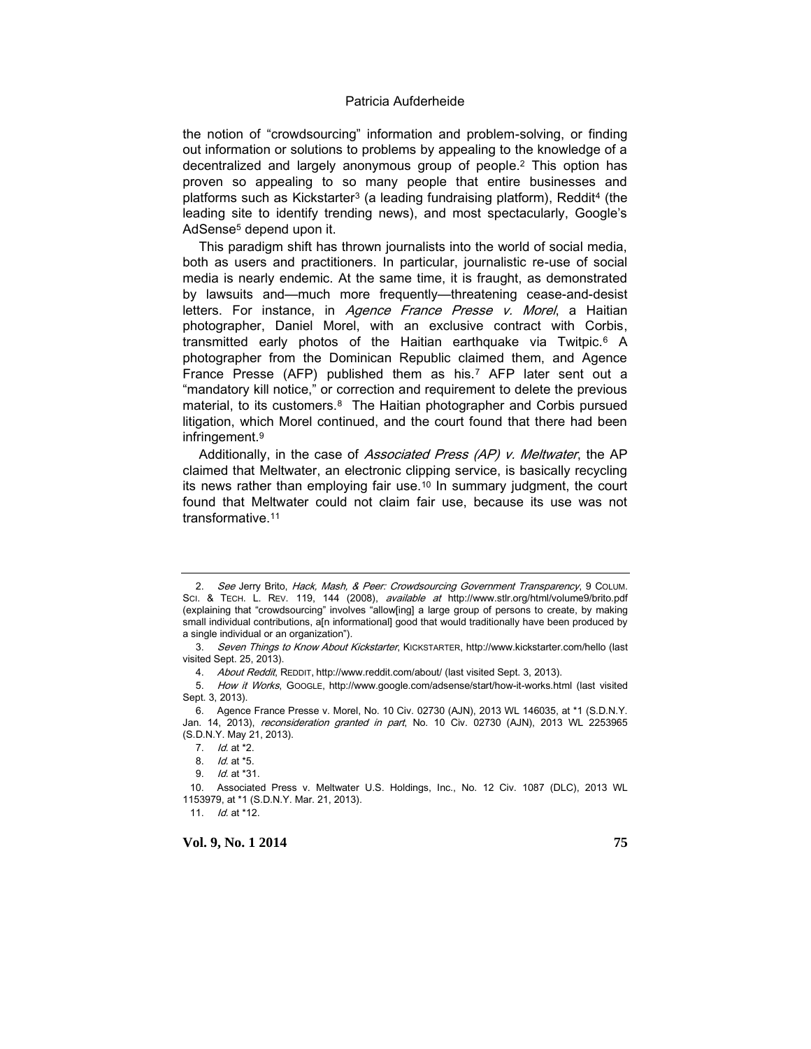the notion of "crowdsourcing" information and problem-solving, or finding out information or solutions to problems by appealing to the knowledge of a decentralized and largely anonymous group of people.[2] This option has proven so appealing to so many people that entire businesses and platforms such as Kickstarter[3] (a leading fundraising platform), Reddit[4] (the leading site to identify trending news), and most spectacularly, Google's AdSense[5] depend upon it.

This paradigm shift has thrown journalists into the world of social media, both as users and practitioners. In particular, journalistic re-use of social media is nearly endemic. At the same time, it is fraught, as demonstrated by lawsuits and—much more frequently—threatening cease-and-desist letters. For instance, in *Agence France Presse v. Morel*, a Haitian photographer, Daniel Morel, with an exclusive contract with Corbis, transmitted early photos of the Haitian earthquake via Twitpic.[6] A photographer from the Dominican Republic claimed them, and Agence France Presse (AFP) published them as his.[7] AFP later sent out a "mandatory kill notice," or correction and requirement to delete the previous material, to its customers.[8] The Haitian photographer and Corbis pursued litigation, which Morel continued, and the court found that there had been infringement.[9]

Additionally, in the case of *Associated Press (AP) v. Meltwater*, the AP claimed that Meltwater, an electronic clipping service, is basically recycling its news rather than employing fair use.[10] In summary judgment, the court found that Meltwater could not claim fair use, because its use was not transformative.[11]

---

2. *See* Jerry Brito, *Hack, Mash, & Peer: Crowdsourcing Government Transparency*, 9 COLUM. SCI. & TECH. L. REV. 119, 144 (2008), *available at* http://www.stlr.org/html/volume9/brito.pdf (explaining that "crowdsourcing" involves "allow[ing] a large group of persons to create, by making small individual contributions, a[n informational] good that would traditionally have been produced by a single individual or an organization").

3. *Seven Things to Know About Kickstarter*, KICKSTARTER, http://www.kickstarter.com/hello (last visited Sept. 25, 2013).

4. *About Reddit*, REDDIT, http://www.reddit.com/about/ (last visited Sept. 3, 2013).

5. *How it Works*, GOOGLE, http://www.google.com/adsense/start/how-it-works.html (last visited Sept. 3, 2013).

6. Agence France Presse v. Morel, No. 10 Civ. 02730 (AJN), 2013 WL 146035, at *1 (S.D.N.Y. Jan. 14, 2013), *reconsideration granted in part*, No. 10 Civ. 02730 (AJN), 2013 WL 2253965 (S.D.N.Y. May 21, 2013).

7. *Id.* at *2.

8. *Id.* at *5.

9. *Id.* at *31.

10. Associated Press v. Meltwater U.S. Holdings, Inc., No. 12 Civ. 1087 (DLC), 2013 WL 1153979, at *1 (S.D.N.Y. Mar. 21, 2013).

11. *Id.* at *12.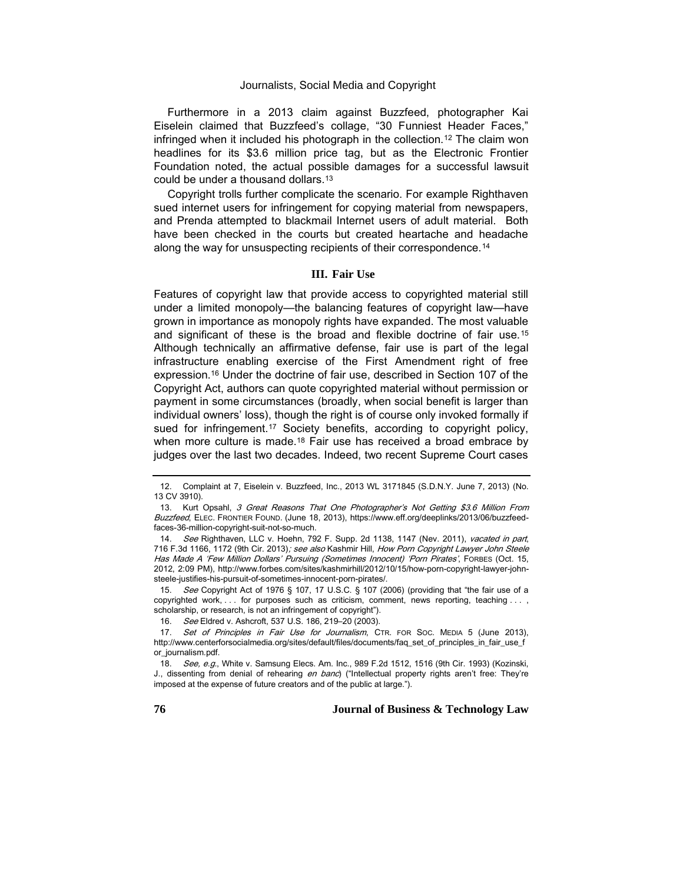Furthermore in a 2013 claim against Buzzfeed, photographer Kai Eiselein claimed that Buzzfeed's collage, "30 Funniest Header Faces," infringed when it included his photograph in the collection.[12] The claim won headlines for its $3.6 million price tag, but as the Electronic Frontier Foundation noted, the actual possible damages for a successful lawsuit could be under a thousand dollars.[13]

Copyright trolls further complicate the scenario. For example Righthaven sued internet users for infringement for copying material from newspapers, and Prenda attempted to blackmail Internet users of adult material. Both have been checked in the courts but created heartache and headache along the way for unsuspecting recipients of their correspondence.[14]

### III. Fair Use

Features of copyright law that provide access to copyrighted material still under a limited monopoly—the balancing features of copyright law—have grown in importance as monopoly rights have expanded. The most valuable and significant of these is the broad and flexible doctrine of fair use.[15] Although technically an affirmative defense, fair use is part of the legal infrastructure enabling exercise of the First Amendment right of free expression.[16] Under the doctrine of fair use, described in Section 107 of the Copyright Act, authors can quote copyrighted material without permission or payment in some circumstances (broadly, when social benefit is larger than individual owners' loss), though the right is of course only invoked formally if sued for infringement.[17] Society benefits, according to copyright policy, when more culture is made.[18] Fair use has received a broad embrace by judges over the last two decades. Indeed, two recent Supreme Court cases

---

12. Complaint at 7, Eiselein v. Buzzfeed, Inc., 2013 WL 3171845 (S.D.N.Y. June 7, 2013) (No. 13 CV 3910).

13. Kurt Opsahl, *3 Great Reasons That One Photographer's Not Getting $3.6 Million From Buzzfeed*, ELEC. FRONTIER FOUND. (June 18, 2013), https://www.eff.org/deeplinks/2013/06/buzzfeed-faces-36-million-copyright-suit-not-so-much.

14. *See* Righthaven, LLC v. Hoehn, 792 F. Supp. 2d 1138, 1147 (Nev. 2011), *vacated in part*, 716 F.3d 1166, 1172 (9th Cir. 2013)*; see also* Kashmir Hill, *How Porn Copyright Lawyer John Steele Has Made A 'Few Million Dollars' Pursuing (Sometimes Innocent) 'Porn Pirates'*, FORBES (Oct. 15, 2012, 2:09 PM), http://www.forbes.com/sites/kashmirhill/2012/10/15/how-porn-copyright-lawyer-john-steele-justifies-his-pursuit-of-sometimes-innocent-porn-pirates/.

15. *See* Copyright Act of 1976 § 107, 17 U.S.C. § 107 (2006) (providing that "the fair use of a copyrighted work, . . . for purposes such as criticism, comment, news reporting, teaching . . . , scholarship, or research, is not an infringement of copyright").

16. *See* Eldred v. Ashcroft, 537 U.S. 186, 219–20 (2003).

17. *Set of Principles in Fair Use for Journalism*, CTR. FOR SOC. MEDIA 5 (June 2013), http://www.centerforsocialmedia.org/sites/default/files/documents/faq_set_of_principles_in_fair_use_for_journalism.pdf.

18. *See, e.g.*, White v. Samsung Elecs. Am. Inc., 989 F.2d 1512, 1516 (9th Cir. 1993) (Kozinski, J., dissenting from denial of rehearing *en banc*) ("Intellectual property rights aren't free: They're imposed at the expense of future creators and of the public at large.").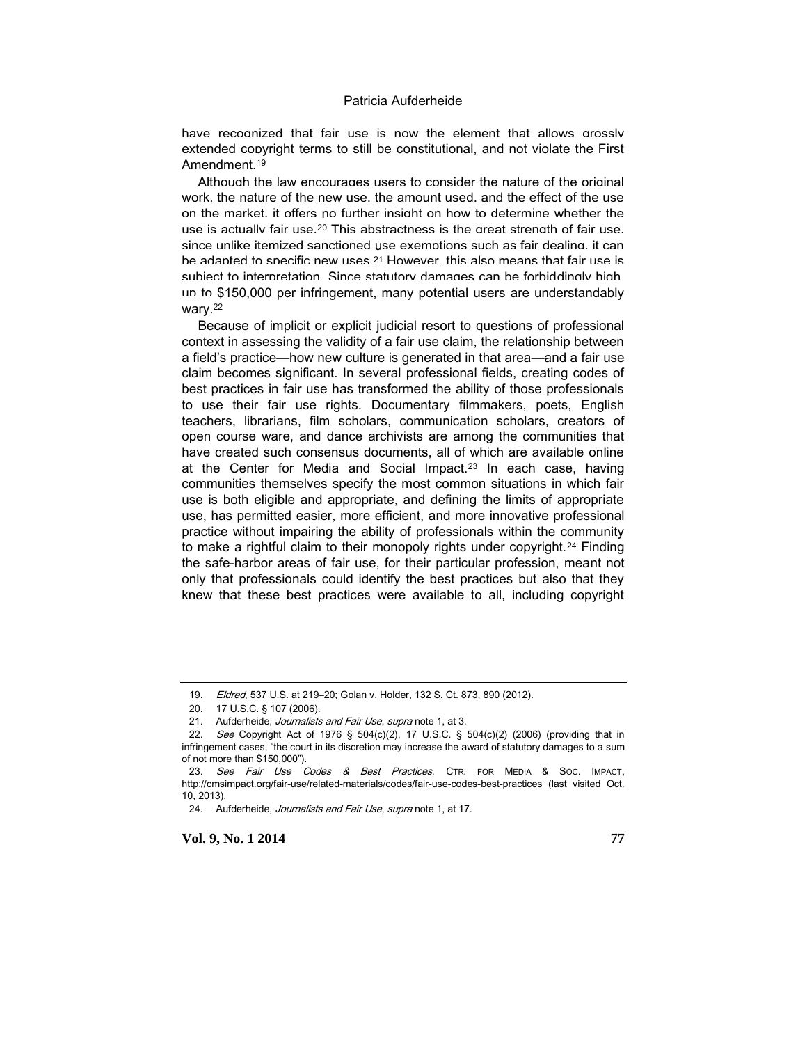have recognized that fair use is now the element that allows grossly extended copyright terms to still be constitutional, and not violate the First Amendment.[19]

Although the law encourages users to consider the nature of the original work, the nature of the new use, the amount used, and the effect of the use on the market, it offers no further insight on how to determine whether the use is actually fair use.[20] This abstractness is the great strength of fair use, since unlike itemized sanctioned use exemptions such as fair dealing, it can be adapted to specific new uses.[21] However, this also means that fair use is subject to interpretation. Since statutory damages can be forbiddingly high, up to $150,000 per infringement, many potential users are understandably wary.[22]

Because of implicit or explicit judicial resort to questions of professional context in assessing the validity of a fair use claim, the relationship between a field's practice—how new culture is generated in that area—and a fair use claim becomes significant. In several professional fields, creating codes of best practices in fair use has transformed the ability of those professionals to use their fair use rights. Documentary filmmakers, poets, English teachers, librarians, film scholars, communication scholars, creators of open course ware, and dance archivists are among the communities that have created such consensus documents, all of which are available online at the Center for Media and Social Impact.[23] In each case, having communities themselves specify the most common situations in which fair use is both eligible and appropriate, and defining the limits of appropriate use, has permitted easier, more efficient, and more innovative professional practice without impairing the ability of professionals within the community to make a rightful claim to their monopoly rights under copyright.[24] Finding the safe-harbor areas of fair use, for their particular profession, meant not only that professionals could identify the best practices but also that they knew that these best practices were available to all, including copyright

---

19. *Eldred*, 537 U.S. at 219–20; Golan v. Holder, 132 S. Ct. 873, 890 (2012).

20. 17 U.S.C. § 107 (2006).

21. Aufderheide, *Journalists and Fair Use*, *supra* note 1, at 3.

22. *See* Copyright Act of 1976 § 504(c)(2), 17 U.S.C. § 504(c)(2) (2006) (providing that in infringement cases, "the court in its discretion may increase the award of statutory damages to a sum of not more than $150,000").

23. *See Fair Use Codes & Best Practices*, CTR. FOR MEDIA & SOC. IMPACT, http://cmsimpact.org/fair-use/related-materials/codes/fair-use-codes-best-practices (last visited Oct. 10, 2013).

24. Aufderheide, *Journalists and Fair Use*, *supra* note 1, at 17.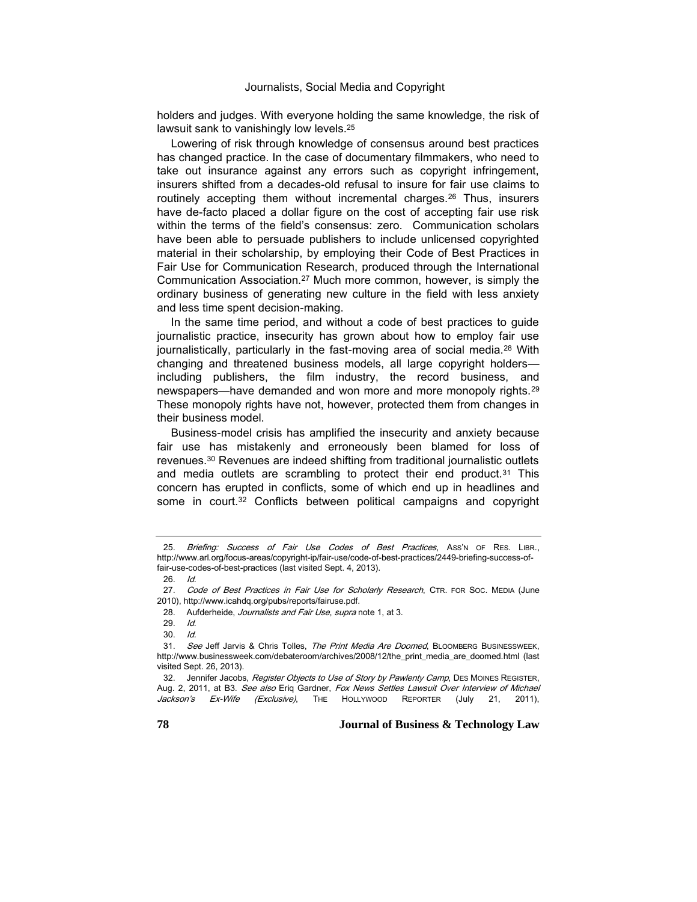holders and judges. With everyone holding the same knowledge, the risk of lawsuit sank to vanishingly low levels.[25]

Lowering of risk through knowledge of consensus around best practices has changed practice. In the case of documentary filmmakers, who need to take out insurance against any errors such as copyright infringement, insurers shifted from a decades-old refusal to insure for fair use claims to routinely accepting them without incremental charges.[26] Thus, insurers have de-facto placed a dollar figure on the cost of accepting fair use risk within the terms of the field's consensus: zero. Communication scholars have been able to persuade publishers to include unlicensed copyrighted material in their scholarship, by employing their Code of Best Practices in Fair Use for Communication Research, produced through the International Communication Association.[27] Much more common, however, is simply the ordinary business of generating new culture in the field with less anxiety and less time spent decision-making.

In the same time period, and without a code of best practices to guide journalistic practice, insecurity has grown about how to employ fair use journalistically, particularly in the fast-moving area of social media.[28] With changing and threatened business models, all large copyright holders—including publishers, the film industry, the record business, and newspapers—have demanded and won more and more monopoly rights.[29] These monopoly rights have not, however, protected them from changes in their business model.

Business-model crisis has amplified the insecurity and anxiety because fair use has mistakenly and erroneously been blamed for loss of revenues.[30] Revenues are indeed shifting from traditional journalistic outlets and media outlets are scrambling to protect their end product.[31] This concern has erupted in conflicts, some of which end up in headlines and some in court.[32] Conflicts between political campaigns and copyright

---

25. *Briefing: Success of Fair Use Codes of Best Practices*, ASS'N OF RES. LIBR., http://www.arl.org/focus-areas/copyright-ip/fair-use/code-of-best-practices/2449-briefing-success-of-fair-use-codes-of-best-practices (last visited Sept. 4, 2013).

26. *Id.*

27. *Code of Best Practices in Fair Use for Scholarly Research*, CTR. FOR SOC. MEDIA (June 2010), http://www.icahdq.org/pubs/reports/fairuse.pdf.

28. Aufderheide, *Journalists and Fair Use*, *supra* note 1, at 3.

29. *Id.*

30. *Id.*

31. *See* Jeff Jarvis & Chris Tolles, *The Print Media Are Doomed*, BLOOMBERG BUSINESSWEEK, http://www.businessweek.com/debateroom/archives/2008/12/the_print_media_are_doomed.html (last visited Sept. 26, 2013).

32. Jennifer Jacobs, *Register Objects to Use of Story by Pawlenty Camp*, DES MOINES REGISTER, Aug. 2, 2011, at B3. *See also* Eriq Gardner, *Fox News Settles Lawsuit Over Interview of Michael Jackson's Ex-Wife (Exclusive)*, THE HOLLYWOOD REPORTER (July 21, 2011),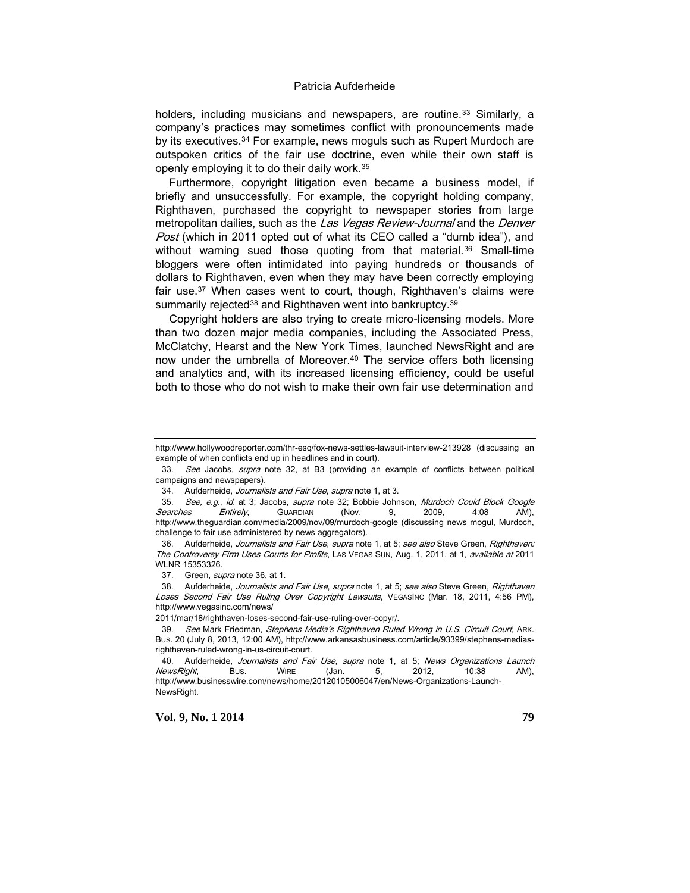holders, including musicians and newspapers, are routine.[33] Similarly, a company's practices may sometimes conflict with pronouncements made by its executives.[34] For example, news moguls such as Rupert Murdoch are outspoken critics of the fair use doctrine, even while their own staff is openly employing it to do their daily work.[35]

Furthermore, copyright litigation even became a business model, if briefly and unsuccessfully. For example, the copyright holding company, Righthaven, purchased the copyright to newspaper stories from large metropolitan dailies, such as the *Las Vegas Review-Journal* and the *Denver Post* (which in 2011 opted out of what its CEO called a "dumb idea"), and without warning sued those quoting from that material.[36] Small-time bloggers were often intimidated into paying hundreds or thousands of dollars to Righthaven, even when they may have been correctly employing fair use.[37] When cases went to court, though, Righthaven's claims were summarily rejected[38] and Righthaven went into bankruptcy.[39]

Copyright holders are also trying to create micro-licensing models. More than two dozen major media companies, including the Associated Press, McClatchy, Hearst and the New York Times, launched NewsRight and are now under the umbrella of Moreover.[40] The service offers both licensing and analytics and, with its increased licensing efficiency, could be useful both to those who do not wish to make their own fair use determination and

---

http://www.hollywoodreporter.com/thr-esq/fox-news-settles-lawsuit-interview-213928 (discussing an example of when conflicts end up in headlines and in court).

33. *See* Jacobs, *supra* note 32, at B3 (providing an example of conflicts between political campaigns and newspapers).

34. Aufderheide, *Journalists and Fair Use*, *supra* note 1, at 3.

35. *See, e.g.*, *id.* at 3; Jacobs, *supra* note 32; Bobbie Johnson, *Murdoch Could Block Google Searches Entirely*, GUARDIAN (Nov. 9, 2009, 4:08 AM), http://www.theguardian.com/media/2009/nov/09/murdoch-google (discussing news mogul, Murdoch, challenge to fair use administered by news aggregators).

36. Aufderheide, *Journalists and Fair Use*, *supra* note 1, at 5; *see also* Steve Green, *Righthaven: The Controversy Firm Uses Courts for Profits*, LAS VEGAS SUN, Aug. 1, 2011, at 1, *available at* 2011 WLNR 15353326.

37. Green, *supra* note 36, at 1.

38. Aufderheide, *Journalists and Fair Use*, *supra* note 1, at 5; *see also* Steve Green, *Righthaven Loses Second Fair Use Ruling Over Copyright Lawsuits*, VEGASINC (Mar. 18, 2011, 4:56 PM), http://www.vegasinc.com/news/2011/mar/18/righthaven-loses-second-fair-use-ruling-over-copyr/.

39. *See* Mark Friedman, *Stephens Media's Righthaven Ruled Wrong in U.S. Circuit Court*, ARK. BUS. 20 (July 8, 2013, 12:00 AM), http://www.arkansasbusiness.com/article/93399/stephens-medias-righthaven-ruled-wrong-in-us-circuit-court.

40. Aufderheide, *Journalists and Fair Use*, *supra* note 1, at 5; *News Organizations Launch NewsRight*, BUS. WIRE (Jan. 5, 2012, 10:38 AM), http://www.businesswire.com/news/home/20120105006047/en/News-Organizations-Launch-NewsRight.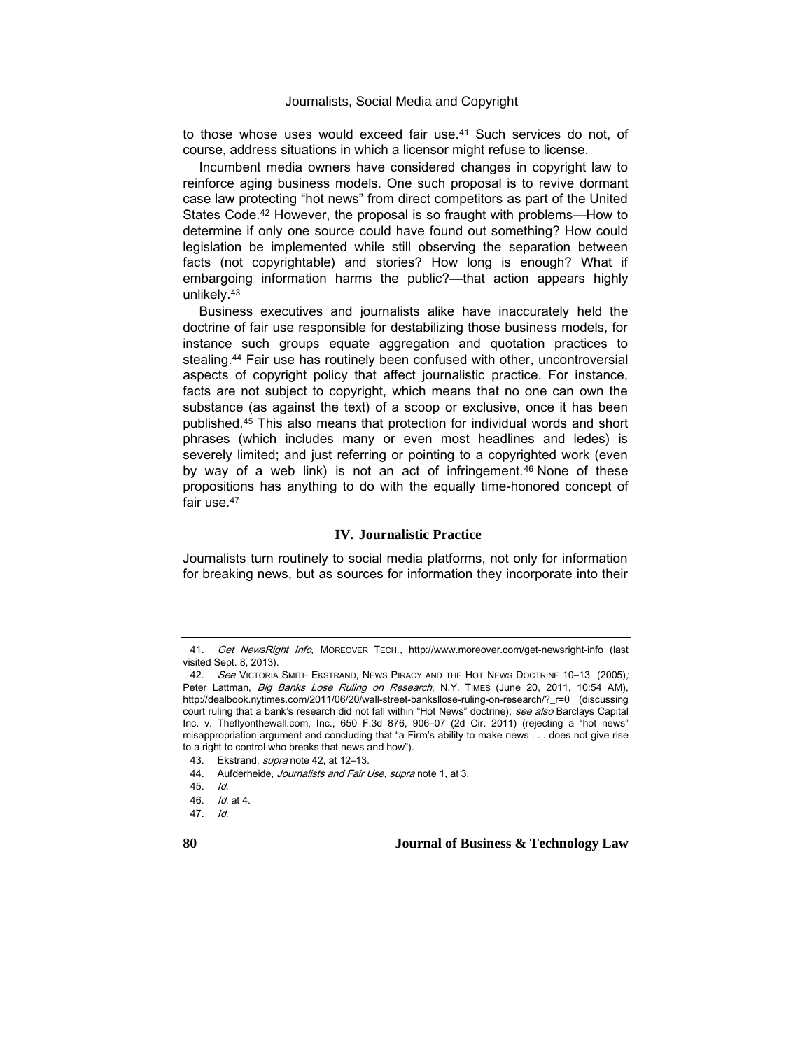to those whose uses would exceed fair use.[41] Such services do not, of course, address situations in which a licensor might refuse to license.

Incumbent media owners have considered changes in copyright law to reinforce aging business models. One such proposal is to revive dormant case law protecting "hot news" from direct competitors as part of the United States Code.[42] However, the proposal is so fraught with problems—How to determine if only one source could have found out something? How could legislation be implemented while still observing the separation between facts (not copyrightable) and stories? How long is enough? What if embargoing information harms the public?—that action appears highly unlikely.[43]

Business executives and journalists alike have inaccurately held the doctrine of fair use responsible for destabilizing those business models, for instance such groups equate aggregation and quotation practices to stealing.[44] Fair use has routinely been confused with other, uncontroversial aspects of copyright policy that affect journalistic practice. For instance, facts are not subject to copyright, which means that no one can own the substance (as against the text) of a scoop or exclusive, once it has been published.[45] This also means that protection for individual words and short phrases (which includes many or even most headlines and ledes) is severely limited; and just referring or pointing to a copyrighted work (even by way of a web link) is not an act of infringement.[46] None of these propositions has anything to do with the equally time-honored concept of fair use.[47]

## IV. Journalistic Practice

Journalists turn routinely to social media platforms, not only for information for breaking news, but as sources for information they incorporate into their

---

41. *Get NewsRight Info*, MOREOVER TECH., http://www.moreover.com/get-newsright-info (last visited Sept. 8, 2013).

42. *See* VICTORIA SMITH EKSTRAND, NEWS PIRACY AND THE HOT NEWS DOCTRINE 10–13 (2005); Peter Lattman, *Big Banks Lose Ruling on Research*, N.Y. TIMES (June 20, 2011, 10:54 AM), http://dealbook.nytimes.com/2011/06/20/wall-street-banksllose-ruling-on-research/?_r=0 (discussing court ruling that a bank's research did not fall within "Hot News" doctrine); *see also* Barclays Capital Inc. v. Theflyonthewall.com, Inc., 650 F.3d 876, 906–07 (2d Cir. 2011) (rejecting a "hot news" misappropriation argument and concluding that "a Firm's ability to make news . . . does not give rise to a right to control who breaks that news and how").

43. Ekstrand, *supra* note 42, at 12–13.

44. Aufderheide, *Journalists and Fair Use*, *supra* note 1, at 3.

45. *Id.*

46. *Id.* at 4.

47. *Id.*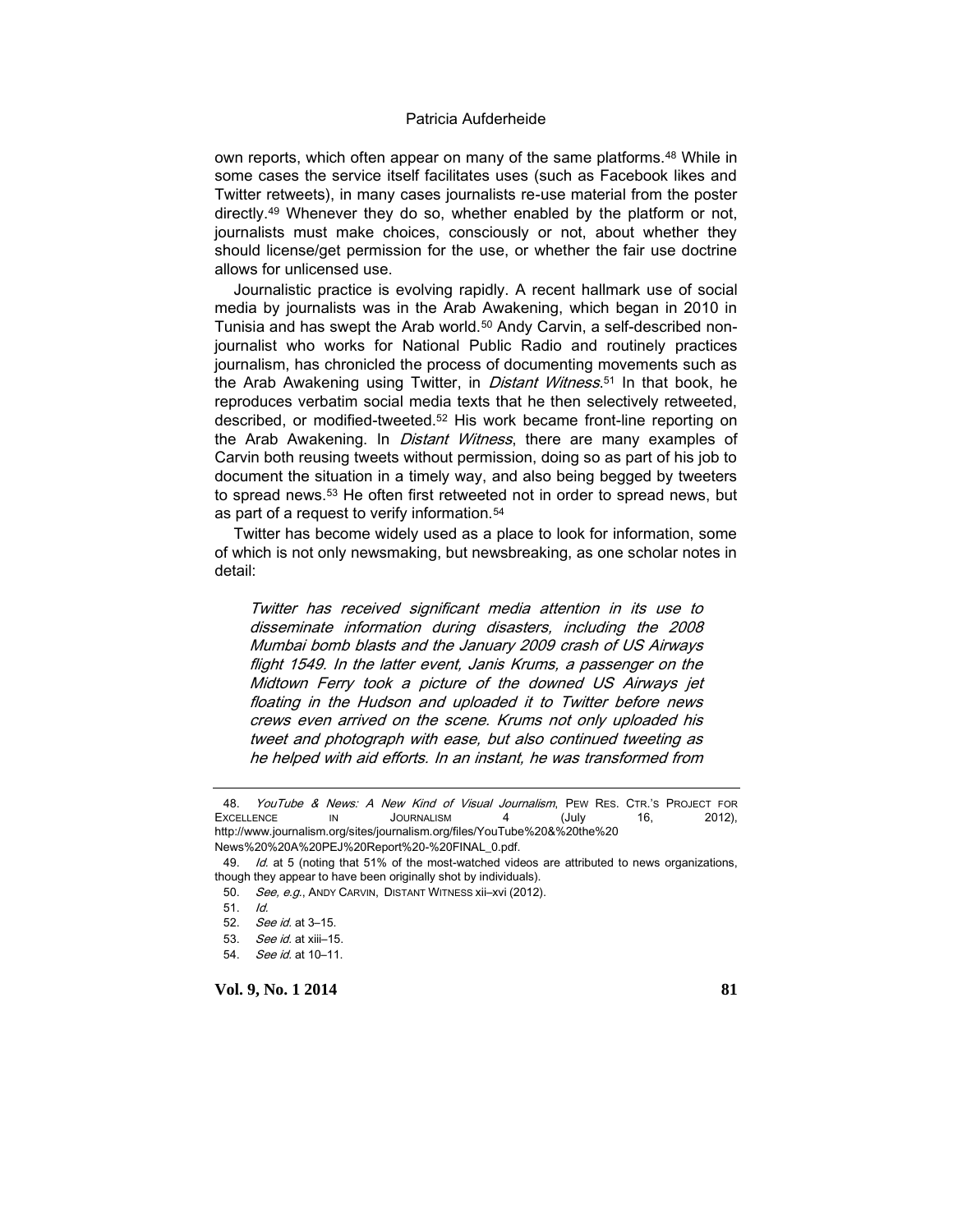own reports, which often appear on many of the same platforms.[48] While in some cases the service itself facilitates uses (such as Facebook likes and Twitter retweets), in many cases journalists re-use material from the poster directly.[49] Whenever they do so, whether enabled by the platform or not, journalists must make choices, consciously or not, about whether they should license/get permission for the use, or whether the fair use doctrine allows for unlicensed use.

Journalistic practice is evolving rapidly. A recent hallmark use of social media by journalists was in the Arab Awakening, which began in 2010 in Tunisia and has swept the Arab world.[50] Andy Carvin, a self-described non-journalist who works for National Public Radio and routinely practices journalism, has chronicled the process of documenting movements such as the Arab Awakening using Twitter, in *Distant Witness*.[51] In that book, he reproduces verbatim social media texts that he then selectively retweeted, described, or modified-tweeted.[52] His work became front-line reporting on the Arab Awakening. In *Distant Witness*, there are many examples of Carvin both reusing tweets without permission, doing so as part of his job to document the situation in a timely way, and also being begged by tweeters to spread news.[53] He often first retweeted not in order to spread news, but as part of a request to verify information.[54]

Twitter has become widely used as a place to look for information, some of which is not only newsmaking, but newsbreaking, as one scholar notes in detail:

> *Twitter has received significant media attention in its use to disseminate information during disasters, including the 2008 Mumbai bomb blasts and the January 2009 crash of US Airways flight 1549. In the latter event, Janis Krums, a passenger on the Midtown Ferry took a picture of the downed US Airways jet floating in the Hudson and uploaded it to Twitter before news crews even arrived on the scene. Krums not only uploaded his tweet and photograph with ease, but also continued tweeting as he helped with aid efforts. In an instant, he was transformed from*

---

48. *YouTube & News: A New Kind of Visual Journalism*, PEW RES. CTR.'S PROJECT FOR EXCELLENCE IN JOURNALISM 4 (July 16, 2012), http://www.journalism.org/sites/journalism.org/files/YouTube%20&%20the%20News%20%20A%20PEJ%20Report%20-%20FINAL_0.pdf.

49. *Id.* at 5 (noting that 51% of the most-watched videos are attributed to news organizations, though they appear to have been originally shot by individuals).

50. *See, e.g.*, ANDY CARVIN, DISTANT WITNESS xii–xvi (2012).

51. *Id.*

52. *See id.* at 3–15.

53. *See id.* at xiii–15.

54. *See id.* at 10–11.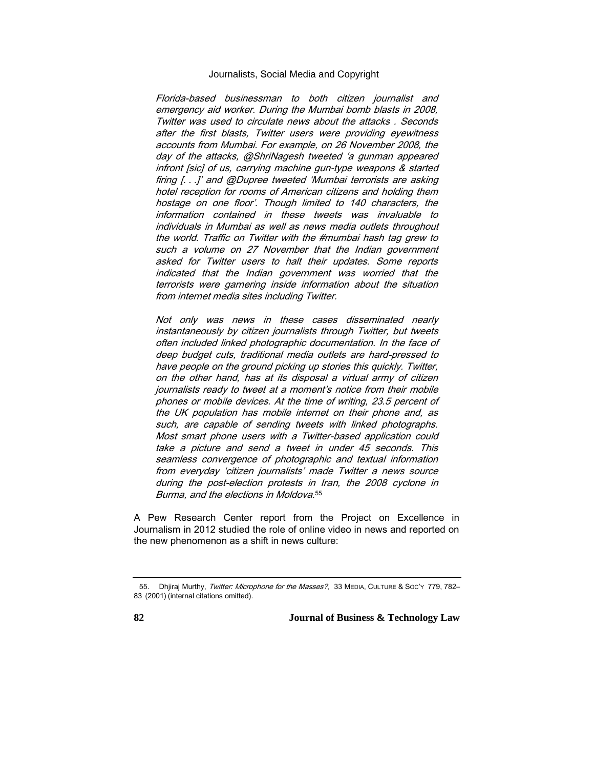*Florida-based businessman to both citizen journalist and emergency aid worker. During the Mumbai bomb blasts in 2008, Twitter was used to circulate news about the attacks . Seconds after the first blasts, Twitter users were providing eyewitness accounts from Mumbai. For example, on 26 November 2008, the day of the attacks, @ShriNagesh tweeted 'a gunman appeared infront [sic] of us, carrying machine gun-type weapons & started firing [. . .]' and @Dupree tweeted 'Mumbai terrorists are asking hotel reception for rooms of American citizens and holding them hostage on one floor'. Though limited to 140 characters, the information contained in these tweets was invaluable to individuals in Mumbai as well as news media outlets throughout the world. Traffic on Twitter with the #mumbai hash tag grew to such a volume on 27 November that the Indian government asked for Twitter users to halt their updates. Some reports indicated that the Indian government was worried that the terrorists were garnering inside information about the situation from internet media sites including Twitter.*

*Not only was news in these cases disseminated nearly instantaneously by citizen journalists through Twitter, but tweets often included linked photographic documentation. In the face of deep budget cuts, traditional media outlets are hard-pressed to have people on the ground picking up stories this quickly. Twitter, on the other hand, has at its disposal a virtual army of citizen journalists ready to tweet at a moment's notice from their mobile phones or mobile devices. At the time of writing, 23.5 percent of the UK population has mobile internet on their phone and, as such, are capable of sending tweets with linked photographs. Most smart phone users with a Twitter-based application could take a picture and send a tweet in under 45 seconds. This seamless convergence of photographic and textual information from everyday 'citizen journalists' made Twitter a news source during the post-election protests in Iran, the 2008 cyclone in Burma, and the elections in Moldova.*[55]

A Pew Research Center report from the Project on Excellence in Journalism in 2012 studied the role of online video in news and reported on the new phenomenon as a shift in news culture:

---

55. Dhjiraj Murthy, *Twitter: Microphone for the Masses?*, 33 MEDIA, CULTURE & SOC'Y 779, 782–83 (2001) (internal citations omitted).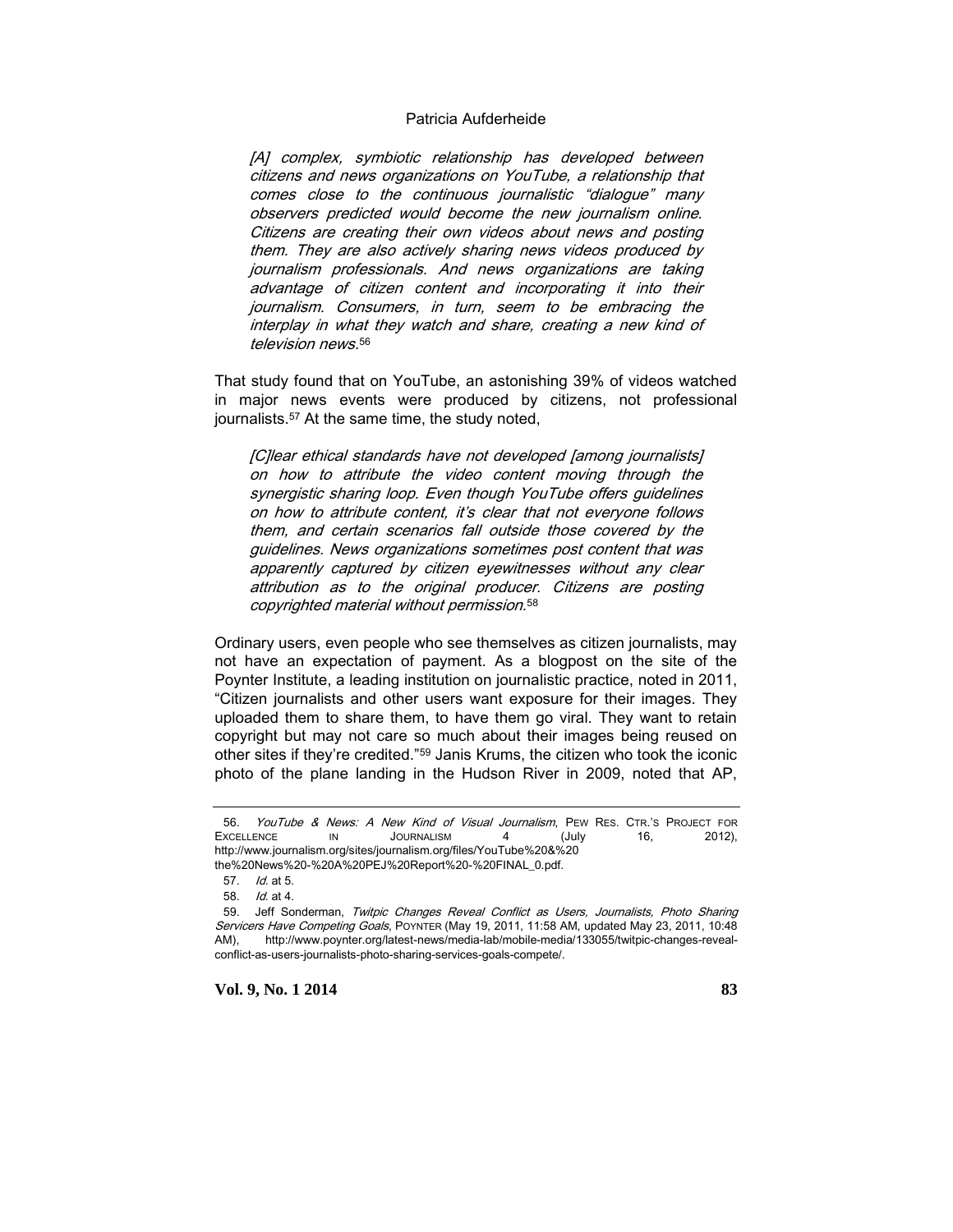*[A] complex, symbiotic relationship has developed between citizens and news organizations on YouTube, a relationship that comes close to the continuous journalistic "dialogue" many observers predicted would become the new journalism online. Citizens are creating their own videos about news and posting them. They are also actively sharing news videos produced by journalism professionals. And news organizations are taking advantage of citizen content and incorporating it into their journalism. Consumers, in turn, seem to be embracing the interplay in what they watch and share, creating a new kind of television news.*[56]

That study found that on YouTube, an astonishing 39% of videos watched in major news events were produced by citizens, not professional journalists.[57] At the same time, the study noted,

*[C]lear ethical standards have not developed [among journalists] on how to attribute the video content moving through the synergistic sharing loop. Even though YouTube offers guidelines on how to attribute content, it's clear that not everyone follows them, and certain scenarios fall outside those covered by the guidelines. News organizations sometimes post content that was apparently captured by citizen eyewitnesses without any clear attribution as to the original producer. Citizens are posting copyrighted material without permission.*[58]

Ordinary users, even people who see themselves as citizen journalists, may not have an expectation of payment. As a blogpost on the site of the Poynter Institute, a leading institution on journalistic practice, noted in 2011, "Citizen journalists and other users want exposure for their images. They uploaded them to share them, to have them go viral. They want to retain copyright but may not care so much about their images being reused on other sites if they're credited."[59] Janis Krums, the citizen who took the iconic photo of the plane landing in the Hudson River in 2009, noted that AP,

---

56. *YouTube & News: A New Kind of Visual Journalism*, PEW RES. CTR.'S PROJECT FOR EXCELLENCE IN JOURNALISM 4 (July 16, 2012), http://www.journalism.org/sites/journalism.org/files/YouTube%20&%20the%20News%20-%20A%20PEJ%20Report%20-%20FINAL_0.pdf.

57. *Id.* at 5.

58. *Id.* at 4.

59. Jeff Sonderman, *Twitpic Changes Reveal Conflict as Users, Journalists, Photo Sharing Servicers Have Competing Goals*, POYNTER (May 19, 2011, 11:58 AM, updated May 23, 2011, 10:48 AM), http://www.poynter.org/latest-news/media-lab/mobile-media/133055/twitpic-changes-reveal-conflict-as-users-journalists-photo-sharing-services-goals-compete/.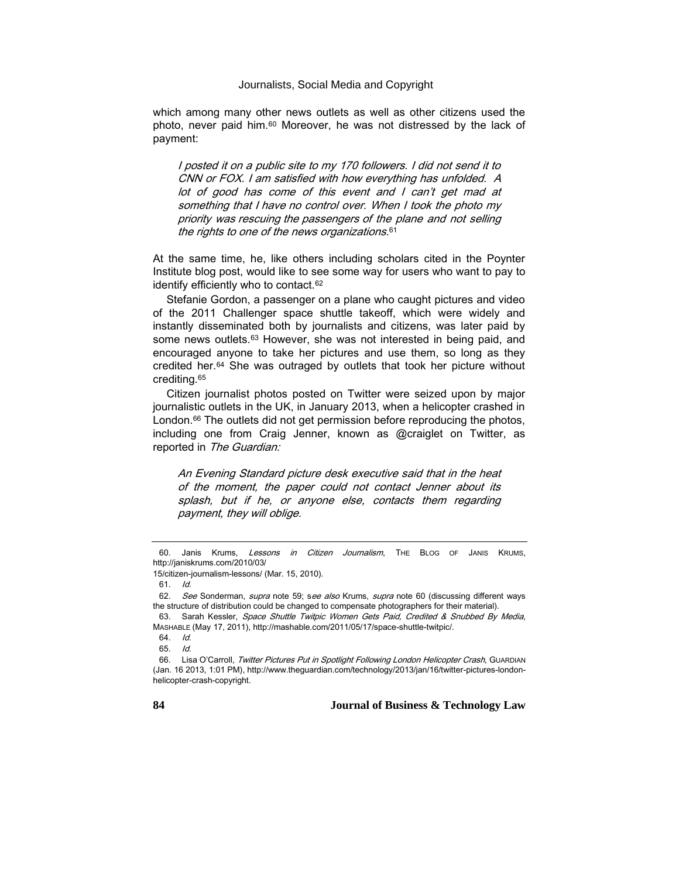which among many other news outlets as well as other citizens used the photo, never paid him.[60] Moreover, he was not distressed by the lack of payment:

> *I posted it on a public site to my 170 followers. I did not send it to CNN or FOX. I am satisfied with how everything has unfolded. A lot of good has come of this event and I can't get mad at something that I have no control over. When I took the photo my priority was rescuing the passengers of the plane and not selling the rights to one of the news organizations.*[61]

At the same time, he, like others including scholars cited in the Poynter Institute blog post, would like to see some way for users who want to pay to identify efficiently who to contact.[62]

Stefanie Gordon, a passenger on a plane who caught pictures and video of the 2011 Challenger space shuttle takeoff, which were widely and instantly disseminated both by journalists and citizens, was later paid by some news outlets.[63] However, she was not interested in being paid, and encouraged anyone to take her pictures and use them, so long as they credited her.[64] She was outraged by outlets that took her picture without crediting.[65]

Citizen journalist photos posted on Twitter were seized upon by major journalistic outlets in the UK, in January 2013, when a helicopter crashed in London.[66] The outlets did not get permission before reproducing the photos, including one from Craig Jenner, known as @craiglet on Twitter, as reported in *The Guardian:*

> *An Evening Standard picture desk executive said that in the heat of the moment, the paper could not contact Jenner about its splash, but if he, or anyone else, contacts them regarding payment, they will oblige.*

---

60. Janis Krums, *Lessons in Citizen Journalism*, THE BLOG OF JANIS KRUMS, http://janiskrums.com/2010/03/15/citizen-journalism-lessons/ (Mar. 15, 2010).

61. *Id.*

62. *See* Sonderman, *supra* note 59; *see also* Krums, *supra* note 60 (discussing different ways the structure of distribution could be changed to compensate photographers for their material).

63. Sarah Kessler, *Space Shuttle Twitpic Women Gets Paid, Credited & Snubbed By Media*, MASHABLE (May 17, 2011), http://mashable.com/2011/05/17/space-shuttle-twitpic/.

64. *Id.*

65. *Id.*

66. Lisa O'Carroll, *Twitter Pictures Put in Spotlight Following London Helicopter Crash*, GUARDIAN (Jan. 16 2013, 1:01 PM), http://www.theguardian.com/technology/2013/jan/16/twitter-pictures-london-helicopter-crash-copyright.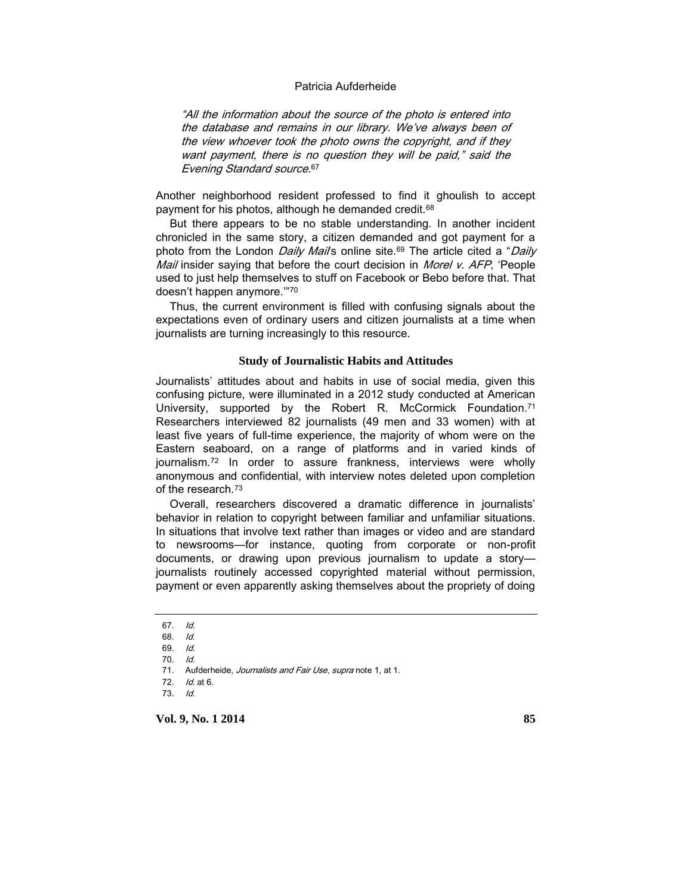> *"All the information about the source of the photo is entered into the database and remains in our library. We've always been of the view whoever took the photo owns the copyright, and if they want payment, there is no question they will be paid," said the Evening Standard source.*[67]

Another neighborhood resident professed to find it ghoulish to accept payment for his photos, although he demanded credit.[68]

But there appears to be no stable understanding. In another incident chronicled in the same story, a citizen demanded and got payment for a photo from the London *Daily Mail*'s online site.[69] The article cited a "*Daily Mail* insider saying that before the court decision in *Morel v. AFP*, 'People used to just help themselves to stuff on Facebook or Bebo before that. That doesn't happen anymore.'"[70]

Thus, the current environment is filled with confusing signals about the expectations even of ordinary users and citizen journalists at a time when journalists are turning increasingly to this resource.

### Study of Journalistic Habits and Attitudes

Journalists' attitudes about and habits in use of social media, given this confusing picture, were illuminated in a 2012 study conducted at American University, supported by the Robert R. McCormick Foundation.[71] Researchers interviewed 82 journalists (49 men and 33 women) with at least five years of full-time experience, the majority of whom were on the Eastern seaboard, on a range of platforms and in varied kinds of journalism.[72] In order to assure frankness, interviews were wholly anonymous and confidential, with interview notes deleted upon completion of the research.[73]

Overall, researchers discovered a dramatic difference in journalists' behavior in relation to copyright between familiar and unfamiliar situations. In situations that involve text rather than images or video and are standard to newsrooms—for instance, quoting from corporate or non-profit documents, or drawing upon previous journalism to update a story—journalists routinely accessed copyrighted material without permission, payment or even apparently asking themselves about the propriety of doing

---

67. *Id.*
68. *Id.*
69. *Id.*
70. *Id.*
71. Aufderheide, *Journalists and Fair Use*, *supra* note 1, at 1.
72. *Id.* at 6.
73. *Id.*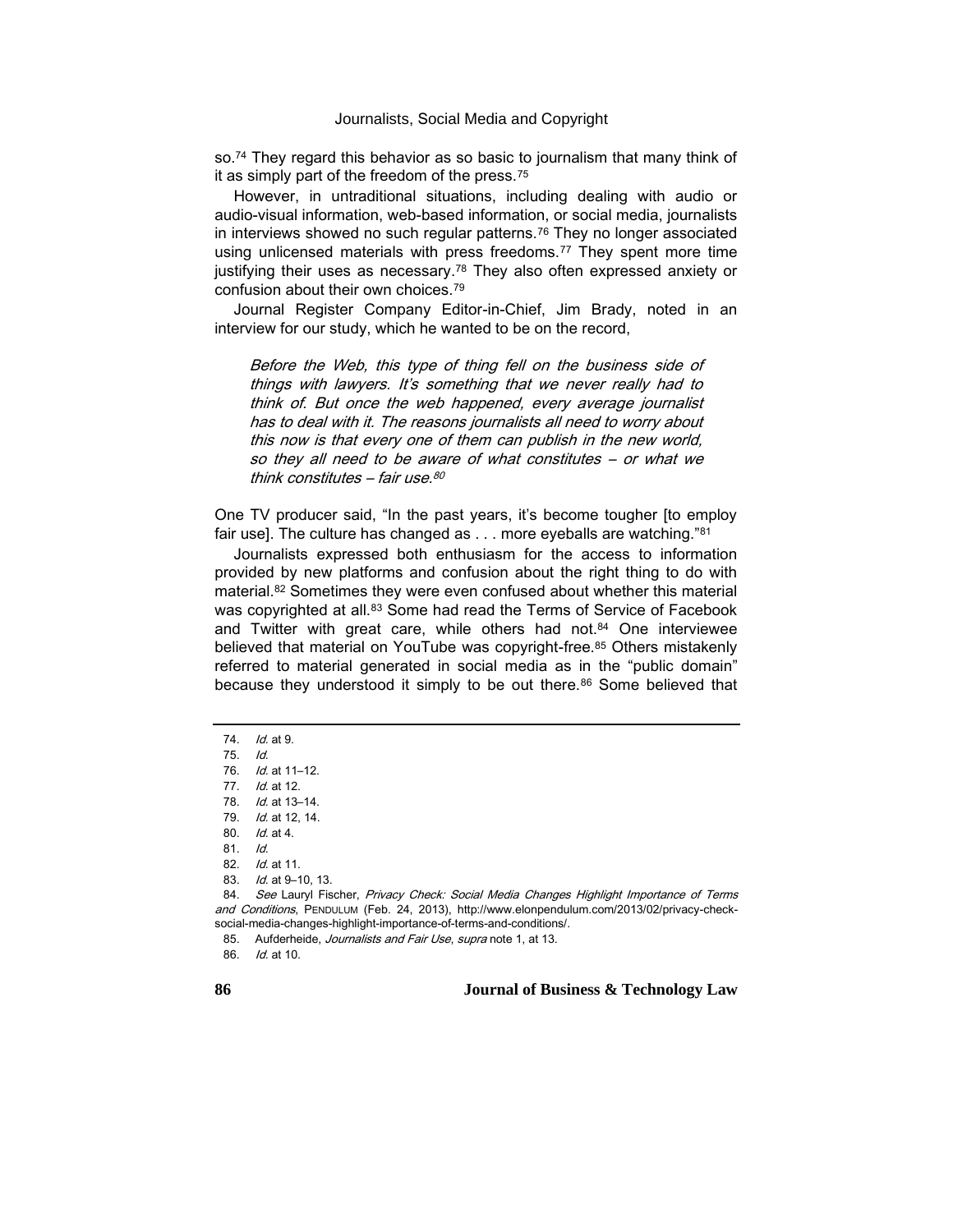so.[74] They regard this behavior as so basic to journalism that many think of it as simply part of the freedom of the press.[75]

However, in untraditional situations, including dealing with audio or audio-visual information, web-based information, or social media, journalists in interviews showed no such regular patterns.[76] They no longer associated using unlicensed materials with press freedoms.[77] They spent more time justifying their uses as necessary.[78] They also often expressed anxiety or confusion about their own choices.[79]

Journal Register Company Editor-in-Chief, Jim Brady, noted in an interview for our study, which he wanted to be on the record,

> *Before the Web, this type of thing fell on the business side of things with lawyers. It's something that we never really had to think of. But once the web happened, every average journalist has to deal with it. The reasons journalists all need to worry about this now is that every one of them can publish in the new world, so they all need to be aware of what constitutes – or what we think constitutes – fair use.*[80]

One TV producer said, "In the past years, it's become tougher [to employ fair use]. The culture has changed as . . . more eyeballs are watching."[81]

Journalists expressed both enthusiasm for the access to information provided by new platforms and confusion about the right thing to do with material.[82] Sometimes they were even confused about whether this material was copyrighted at all.[83] Some had read the Terms of Service of Facebook and Twitter with great care, while others had not.[84] One interviewee believed that material on YouTube was copyright-free.[85] Others mistakenly referred to material generated in social media as in the "public domain" because they understood it simply to be out there.[86] Some believed that

---

74. *Id.* at 9.
75. *Id.*
76. *Id.* at 11–12.
77. *Id.* at 12.
78. *Id.* at 13–14.
79. *Id.* at 12, 14.
80. *Id.* at 4.
81. *Id.*
82. *Id.* at 11.
83. *Id.* at 9–10, 13.
84. *See* Lauryl Fischer, *Privacy Check: Social Media Changes Highlight Importance of Terms and Conditions*, PENDULUM (Feb. 24, 2013), http://www.elonpendulum.com/2013/02/privacy-check-social-media-changes-highlight-importance-of-terms-and-conditions/.
85. Aufderheide, *Journalists and Fair Use*, *supra* note 1, at 13.
86. *Id.* at 10.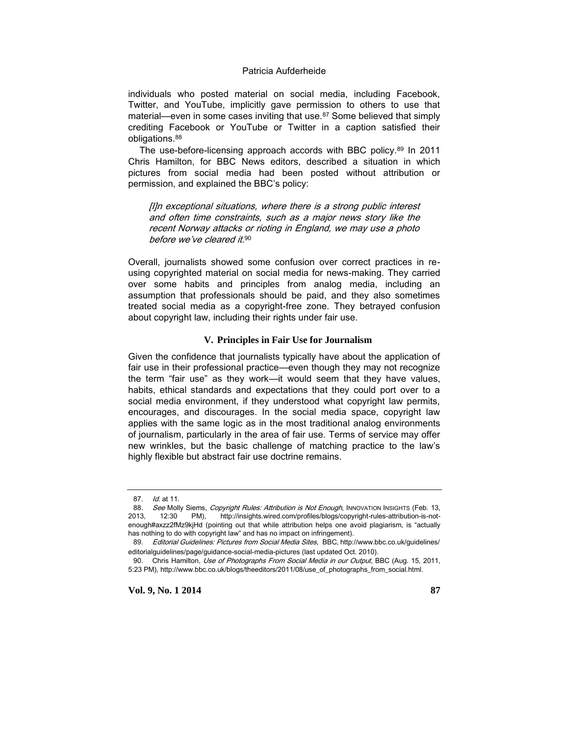individuals who posted material on social media, including Facebook, Twitter, and YouTube, implicitly gave permission to others to use that material—even in some cases inviting that use.[87] Some believed that simply crediting Facebook or YouTube or Twitter in a caption satisfied their obligations.[88]

The use-before-licensing approach accords with BBC policy.[89] In 2011 Chris Hamilton, for BBC News editors, described a situation in which pictures from social media had been posted without attribution or permission, and explained the BBC's policy:

> *[I]n exceptional situations, where there is a strong public interest and often time constraints, such as a major news story like the recent Norway attacks or rioting in England, we may use a photo before we've cleared it.*[90]

Overall, journalists showed some confusion over correct practices in re-using copyrighted material on social media for news-making. They carried over some habits and principles from analog media, including an assumption that professionals should be paid, and they also sometimes treated social media as a copyright-free zone. They betrayed confusion about copyright law, including their rights under fair use.

## V. Principles in Fair Use for Journalism

Given the confidence that journalists typically have about the application of fair use in their professional practice—even though they may not recognize the term "fair use" as they work—it would seem that they have values, habits, ethical standards and expectations that they could port over to a social media environment, if they understood what copyright law permits, encourages, and discourages. In the social media space, copyright law applies with the same logic as in the most traditional analog environments of journalism, particularly in the area of fair use. Terms of service may offer new wrinkles, but the basic challenge of matching practice to the law's highly flexible but abstract fair use doctrine remains.

---

87. *Id.* at 11.

88. *See* Molly Siems, *Copyright Rules: Attribution is Not Enough*, INNOVATION INSIGHTS (Feb. 13, 2013, 12:30 PM), http://insights.wired.com/profiles/blogs/copyright-rules-attribution-is-not-enough#axzz2fMz9kjHd (pointing out that while attribution helps one avoid plagiarism, is "actually has nothing to do with copyright law" and has no impact on infringement).

89. *Editorial Guidelines: Pictures from Social Media Sites*, BBC, http://www.bbc.co.uk/guidelines/editorialguidelines/page/guidance-social-media-pictures (last updated Oct. 2010).

90. Chris Hamilton, *Use of Photographs From Social Media in our Output*, BBC (Aug. 15, 2011, 5:23 PM), http://www.bbc.co.uk/blogs/theeditors/2011/08/use_of_photographs_from_social.html.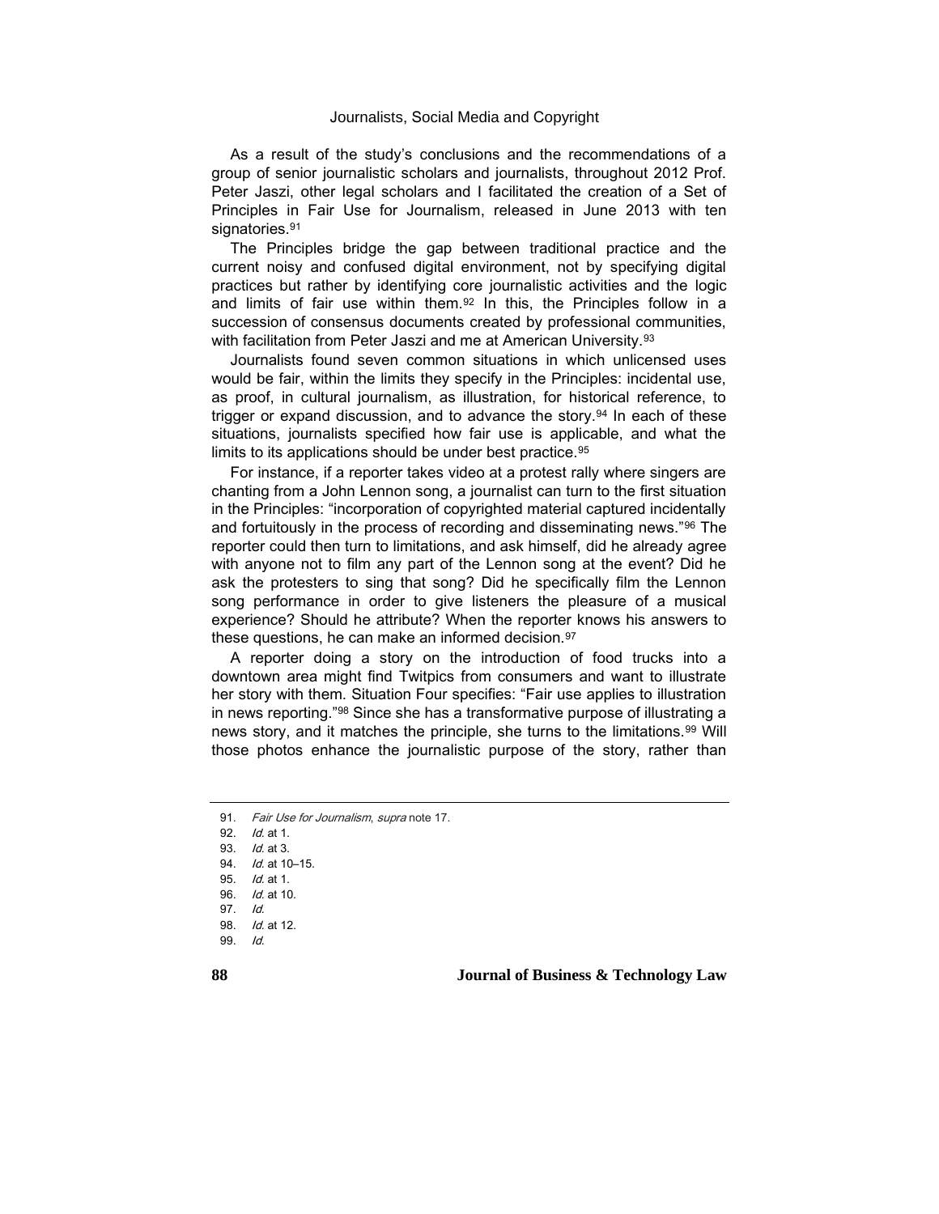As a result of the study's conclusions and the recommendations of a group of senior journalistic scholars and journalists, throughout 2012 Prof. Peter Jaszi, other legal scholars and I facilitated the creation of a Set of Principles in Fair Use for Journalism, released in June 2013 with ten signatories.[91]

The Principles bridge the gap between traditional practice and the current noisy and confused digital environment, not by specifying digital practices but rather by identifying core journalistic activities and the logic and limits of fair use within them.[92] In this, the Principles follow in a succession of consensus documents created by professional communities, with facilitation from Peter Jaszi and me at American University.[93]

Journalists found seven common situations in which unlicensed uses would be fair, within the limits they specify in the Principles: incidental use, as proof, in cultural journalism, as illustration, for historical reference, to trigger or expand discussion, and to advance the story.[94] In each of these situations, journalists specified how fair use is applicable, and what the limits to its applications should be under best practice.[95]

For instance, if a reporter takes video at a protest rally where singers are chanting from a John Lennon song, a journalist can turn to the first situation in the Principles: "incorporation of copyrighted material captured incidentally and fortuitously in the process of recording and disseminating news."[96] The reporter could then turn to limitations, and ask himself, did he already agree with anyone not to film any part of the Lennon song at the event? Did he ask the protesters to sing that song? Did he specifically film the Lennon song performance in order to give listeners the pleasure of a musical experience? Should he attribute? When the reporter knows his answers to these questions, he can make an informed decision.[97]

A reporter doing a story on the introduction of food trucks into a downtown area might find Twitpics from consumers and want to illustrate her story with them. Situation Four specifies: "Fair use applies to illustration in news reporting."[98] Since she has a transformative purpose of illustrating a news story, and it matches the principle, she turns to the limitations.[99] Will those photos enhance the journalistic purpose of the story, rather than

---

91. *Fair Use for Journalism*, *supra* note 17.
92. *Id.* at 1.
93. *Id.* at 3.
94. *Id.* at 10–15.
95. *Id.* at 1.
96. *Id.* at 10.
97. *Id.*
98. *Id.* at 12.
99. *Id.*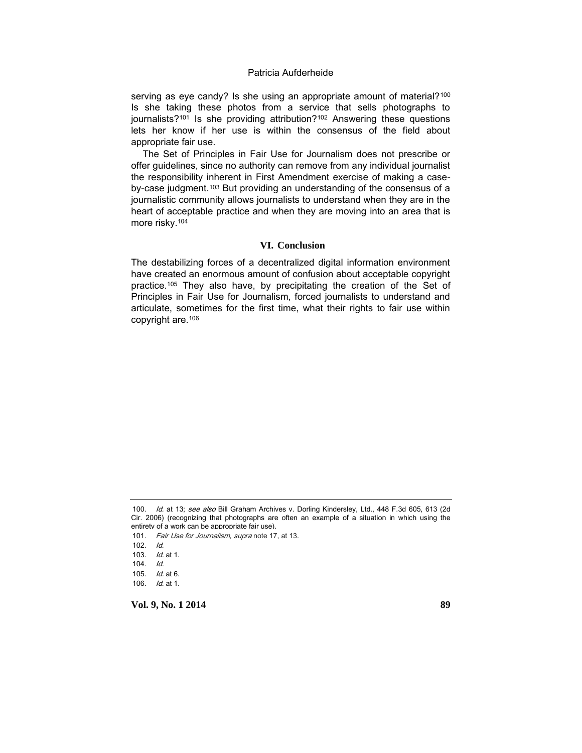serving as eye candy? Is she using an appropriate amount of material?[100] Is she taking these photos from a service that sells photographs to journalists?[101] Is she providing attribution?[102] Answering these questions lets her know if her use is within the consensus of the field about appropriate fair use.

The Set of Principles in Fair Use for Journalism does not prescribe or offer guidelines, since no authority can remove from any individual journalist the responsibility inherent in First Amendment exercise of making a case-by-case judgment.[103] But providing an understanding of the consensus of a journalistic community allows journalists to understand when they are in the heart of acceptable practice and when they are moving into an area that is more risky.[104]

## VI. Conclusion

The destabilizing forces of a decentralized digital information environment have created an enormous amount of confusion about acceptable copyright practice.[105] They also have, by precipitating the creation of the Set of Principles in Fair Use for Journalism, forced journalists to understand and articulate, sometimes for the first time, what their rights to fair use within copyright are.[106]

---

100. *Id.* at 13; *see also* Bill Graham Archives v. Dorling Kindersley, Ltd., 448 F.3d 605, 613 (2d Cir. 2006) (recognizing that photographs are often an example of a situation in which using the entirety of a work can be appropriate fair use).

101. *Fair Use for Journalism*, *supra* note 17, at 13.

102. *Id.*

103. *Id.* at 1.

104. *Id.*

105. *Id.* at 6.

106. *Id.* at 1.